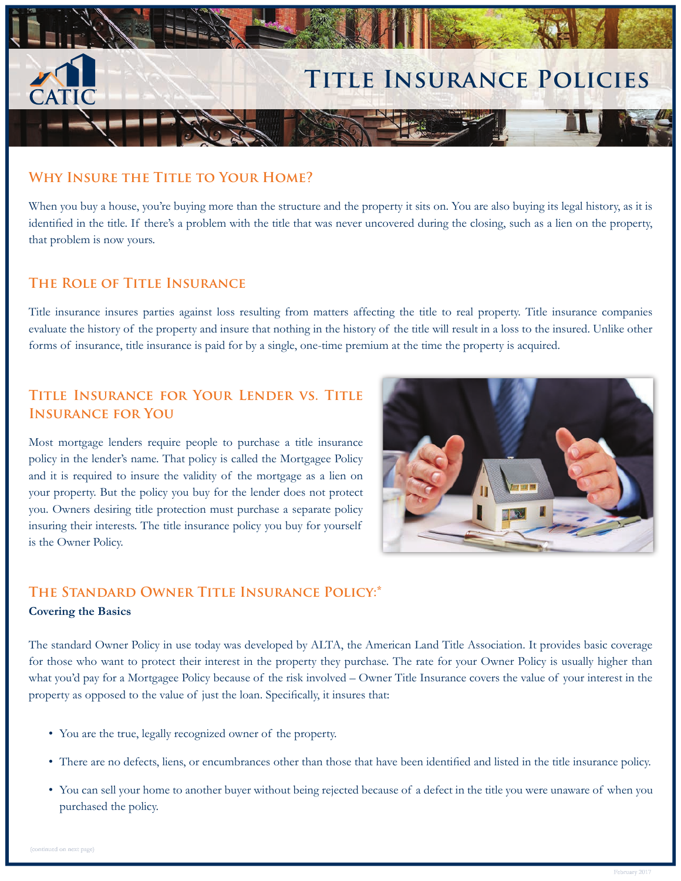CATIC

# Title Insurance Policies

## Why Insure the Title to Your Home?

When you buy a house, you're buying more than the structure and the property it sits on. You are also buying its legal history, as it is identified in the title. If there's a problem with the title that was never uncovered during the closing, such as a lien on the property, that problem is now yours.

## The Role of Title Insurance

Title insurance insures parties against loss resulting from matters affecting the title to real property. Title insurance companies evaluate the history of the property and insure that nothing in the history of the title will result in a loss to the insured. Unlike other forms of insurance, title insurance is paid for by a single, one-time premium at the time the property is acquired.

## Title Insurance for Your Lender vs. Title Insurance for You

Most mortgage lenders require people to purchase a title insurance policy in the lender's name. That policy is called the Mortgagee Policy and it is required to insure the validity of the mortgage as a lien on your property. But the policy you buy for the lender does not protect you. Owners desiring title protection must purchase a separate policy insuring their interests. The title insurance policy you buy for yourself is the Owner Policy.

## The Standard Owner Title Insurance Policy:*

**Covering the Basics**

The standard Owner Policy in use today was developed by ALTA, the American Land Title Association. It provides basic coverage for those who want to protect their interest in the property they purchase. The rate for your Owner Policy is usually higher than what you'd pay for a Mortgagee Policy because of the risk involved – Owner Title Insurance covers the value of your interest in the property as opposed to the value of just the loan. Specifically, it insures that:

- You are the true, legally recognized owner of the property.
- There are no defects, liens, or encumbrances other than those that have been identified and listed in the title insurance policy.
- You can sell your home to another buyer without being rejected because of a defect in the title you were unaware of when you purchased the policy.

(continued on next page)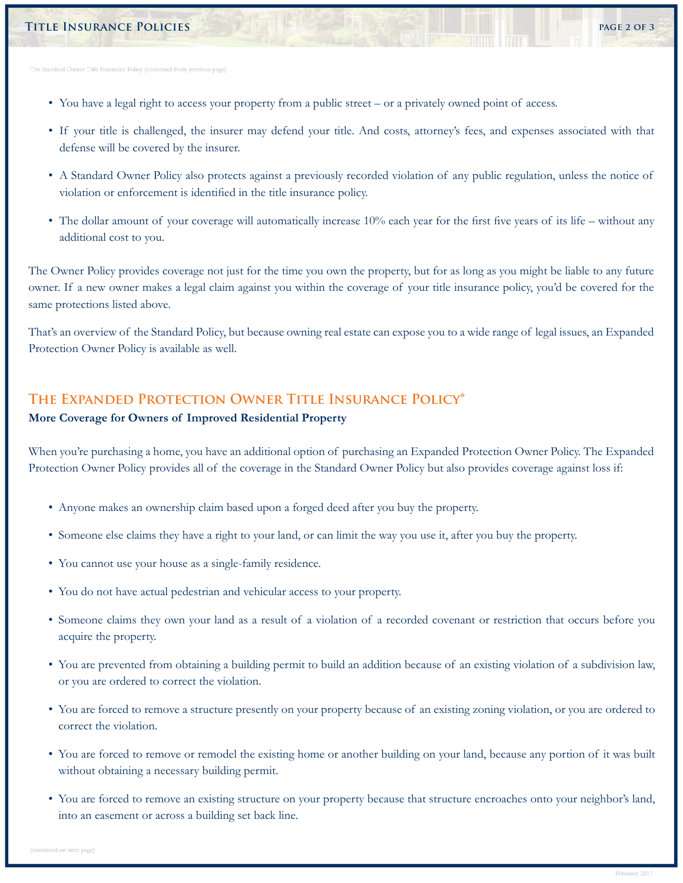The Standard Owner Title Insurance Policy (continued from previous page)

- You have a legal right to access your property from a public street – or a privately owned point of access.
- If your title is challenged, the insurer may defend your title. And costs, attorney's fees, and expenses associated with that defense will be covered by the insurer.
- A Standard Owner Policy also protects against a previously recorded violation of any public regulation, unless the notice of violation or enforcement is identified in the title insurance policy.
- The dollar amount of your coverage will automatically increase 10% each year for the first five years of its life – without any additional cost to you.

The Owner Policy provides coverage not just for the time you own the property, but for as long as you might be liable to any future owner. If a new owner makes a legal claim against you within the coverage of your title insurance policy, you'd be covered for the same protections listed above.

That's an overview of the Standard Policy, but because owning real estate can expose you to a wide range of legal issues, an Expanded Protection Owner Policy is available as well.

## The Expanded Protection Owner Title Insurance Policy*

**More Coverage for Owners of Improved Residential Property**

When you're purchasing a home, you have an additional option of purchasing an Expanded Protection Owner Policy. The Expanded Protection Owner Policy provides all of the coverage in the Standard Owner Policy but also provides coverage against loss if:

- Anyone makes an ownership claim based upon a forged deed after you buy the property.
- Someone else claims they have a right to your land, or can limit the way you use it, after you buy the property.
- You cannot use your house as a single-family residence.
- You do not have actual pedestrian and vehicular access to your property.
- Someone claims they own your land as a result of a violation of a recorded covenant or restriction that occurs before you acquire the property.
- You are prevented from obtaining a building permit to build an addition because of an existing violation of a subdivision law, or you are ordered to correct the violation.
- You are forced to remove a structure presently on your property because of an existing zoning violation, or you are ordered to correct the violation.
- You are forced to remove or remodel the existing home or another building on your land, because any portion of it was built without obtaining a necessary building permit.
- You are forced to remove an existing structure on your property because that structure encroaches onto your neighbor's land, into an easement or across a building set back line.

(continued on next page)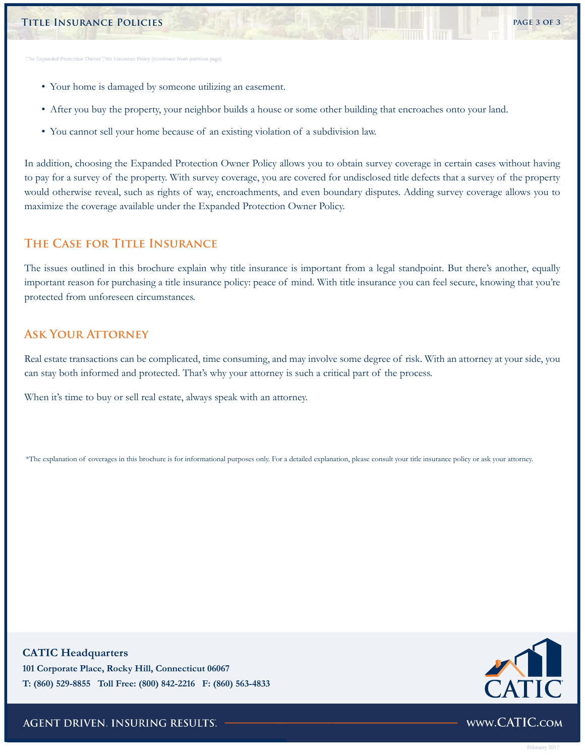The Expanded Protection Owner Title Insurance Policy (continued from previous page)

- Your home is damaged by someone utilizing an easement.
- After you buy the property, your neighbor builds a house or some other building that encroaches onto your land.
- You cannot sell your home because of an existing violation of a subdivision law.

In addition, choosing the Expanded Protection Owner Policy allows you to obtain survey coverage in certain cases without having to pay for a survey of the property. With survey coverage, you are covered for undisclosed title defects that a survey of the property would otherwise reveal, such as rights of way, encroachments, and even boundary disputes. Adding survey coverage allows you to maximize the coverage available under the Expanded Protection Owner Policy.

## The Case for Title Insurance

The issues outlined in this brochure explain why title insurance is important from a legal standpoint. But there's another, equally important reason for purchasing a title insurance policy: peace of mind. With title insurance you can feel secure, knowing that you're protected from unforeseen circumstances.

## Ask Your Attorney

Real estate transactions can be complicated, time consuming, and may involve some degree of risk. With an attorney at your side, you can stay both informed and protected. That's why your attorney is such a critical part of the process.

When it's time to buy or sell real estate, always speak with an attorney.

*The explanation of coverages in this brochure is for informational purposes only. For a detailed explanation, please consult your title insurance policy or ask your attorney.

**CATIC Headquarters**

**101 Corporate Place, Rocky Hill, Connecticut 06067**

**T: (860) 529-8855 Toll Free: (800) 842-2216 F: (860) 563-4833**

CATIC

AGENT DRIVEN. INSURING RESULTS. www.CATIC.com

February 2017